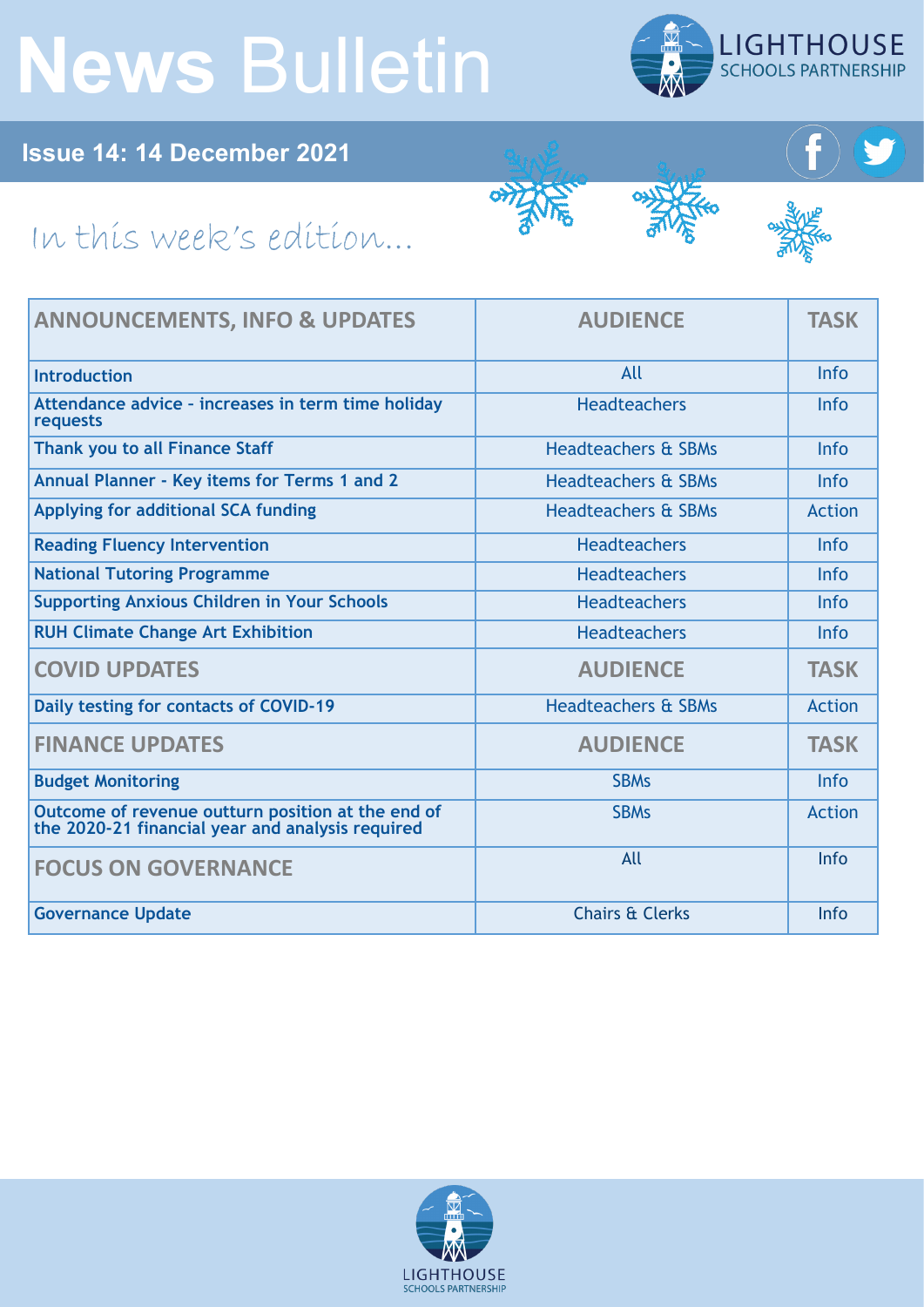# News Bulletin

LIGHTHOUSE SCHOOLS PARTNERSHIP

**Issue 14: 14 December 2021**

## In this week's edition...

| ANNOUNCEMENTS, INFO & UPDATES | AUDIENCE | TASK |
|---|---|---|
| Introduction | All | Info |
| Attendance advice - increases in term time holiday requests | Headteachers | Info |
| Thank you to all Finance Staff | Headteachers & SBMs | Info |
| Annual Planner - Key items for Terms 1 and 2 | Headteachers & SBMs | Info |
| Applying for additional SCA funding | Headteachers & SBMs | Action |
| Reading Fluency Intervention | Headteachers | Info |
| National Tutoring Programme | Headteachers | Info |
| Supporting Anxious Children in Your Schools | Headteachers | Info |
| RUH Climate Change Art Exhibition | Headteachers | Info |
| **COVID UPDATES** | **AUDIENCE** | **TASK** |
| Daily testing for contacts of COVID-19 | Headteachers & SBMs | Action |
| **FINANCE UPDATES** | **AUDIENCE** | **TASK** |
| Budget Monitoring | SBMs | Info |
| Outcome of revenue outturn position at the end of the 2020-21 financial year and analysis required | SBMs | Action |
| **FOCUS ON GOVERNANCE** | All | Info |
| Governance Update | Chairs & Clerks | Info |

LIGHTHOUSE SCHOOLS PARTNERSHIP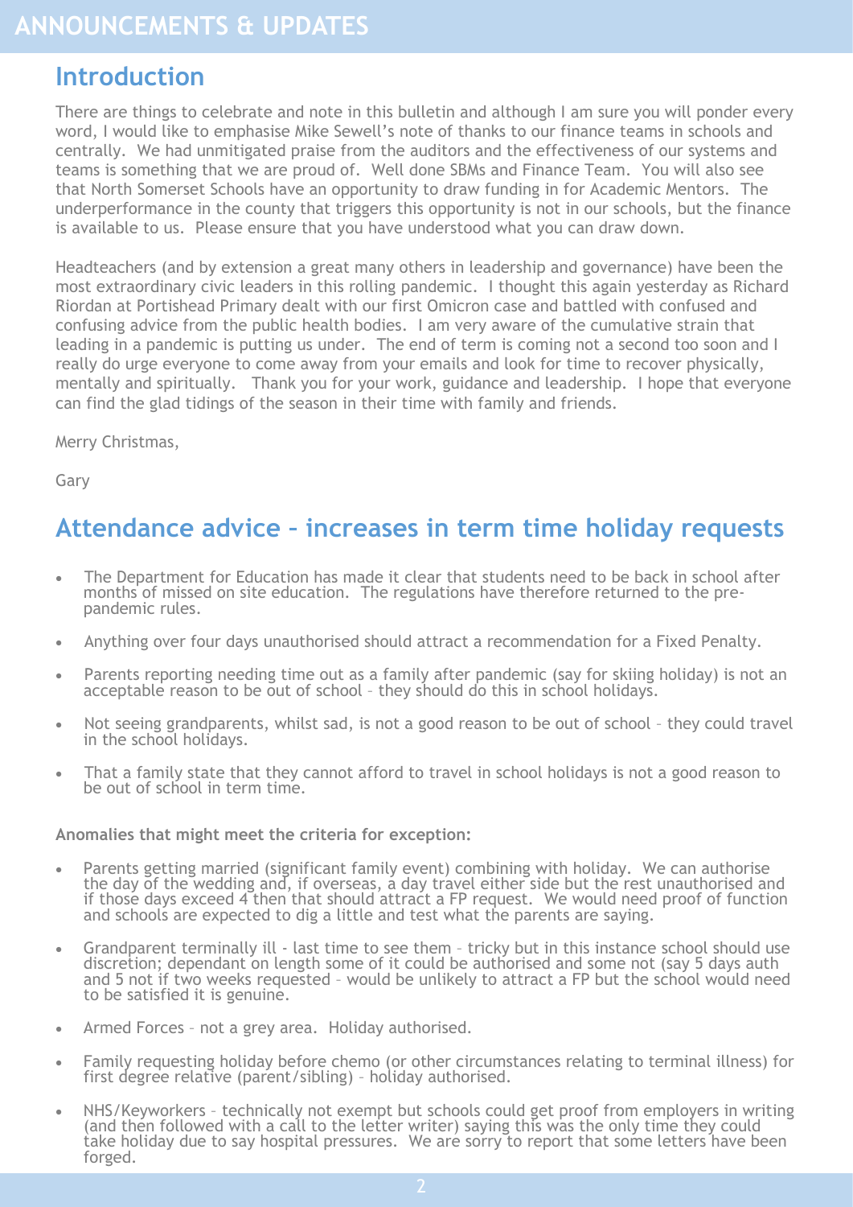# ANNOUNCEMENTS & UPDATES

## Introduction

There are things to celebrate and note in this bulletin and although I am sure you will ponder every word, I would like to emphasise Mike Sewell's note of thanks to our finance teams in schools and centrally. We had unmitigated praise from the auditors and the effectiveness of our systems and teams is something that we are proud of. Well done SBMs and Finance Team. You will also see that North Somerset Schools have an opportunity to draw funding in for Academic Mentors. The underperformance in the county that triggers this opportunity is not in our schools, but the finance is available to us. Please ensure that you have understood what you can draw down.

Headteachers (and by extension a great many others in leadership and governance) have been the most extraordinary civic leaders in this rolling pandemic. I thought this again yesterday as Richard Riordan at Portishead Primary dealt with our first Omicron case and battled with confused and confusing advice from the public health bodies. I am very aware of the cumulative strain that leading in a pandemic is putting us under. The end of term is coming not a second too soon and I really do urge everyone to come away from your emails and look for time to recover physically, mentally and spiritually. Thank you for your work, guidance and leadership. I hope that everyone can find the glad tidings of the season in their time with family and friends.

Merry Christmas,

Gary

## Attendance advice – increases in term time holiday requests

- The Department for Education has made it clear that students need to be back in school after months of missed on site education. The regulations have therefore returned to the pre-pandemic rules.
- Anything over four days unauthorised should attract a recommendation for a Fixed Penalty.
- Parents reporting needing time out as a family after pandemic (say for skiing holiday) is not an acceptable reason to be out of school – they should do this in school holidays.
- Not seeing grandparents, whilst sad, is not a good reason to be out of school – they could travel in the school holidays.
- That a family state that they cannot afford to travel in school holidays is not a good reason to be out of school in term time.

**Anomalies that might meet the criteria for exception:**

- Parents getting married (significant family event) combining with holiday. We can authorise the day of the wedding and, if overseas, a day travel either side but the rest unauthorised and if those days exceed 4 then that should attract a FP request. We would need proof of function and schools are expected to dig a little and test what the parents are saying.
- Grandparent terminally ill - last time to see them – tricky but in this instance school should use discretion; dependant on length some of it could be authorised and some not (say 5 days auth and 5 not if two weeks requested – would be unlikely to attract a FP but the school would need to be satisfied it is genuine.
- Armed Forces – not a grey area. Holiday authorised.
- Family requesting holiday before chemo (or other circumstances relating to terminal illness) for first degree relative (parent/sibling) – holiday authorised.
- NHS/Keyworkers – technically not exempt but schools could get proof from employers in writing (and then followed with a call to the letter writer) saying this was the only time they could take holiday due to say hospital pressures. We are sorry to report that some letters have been forged.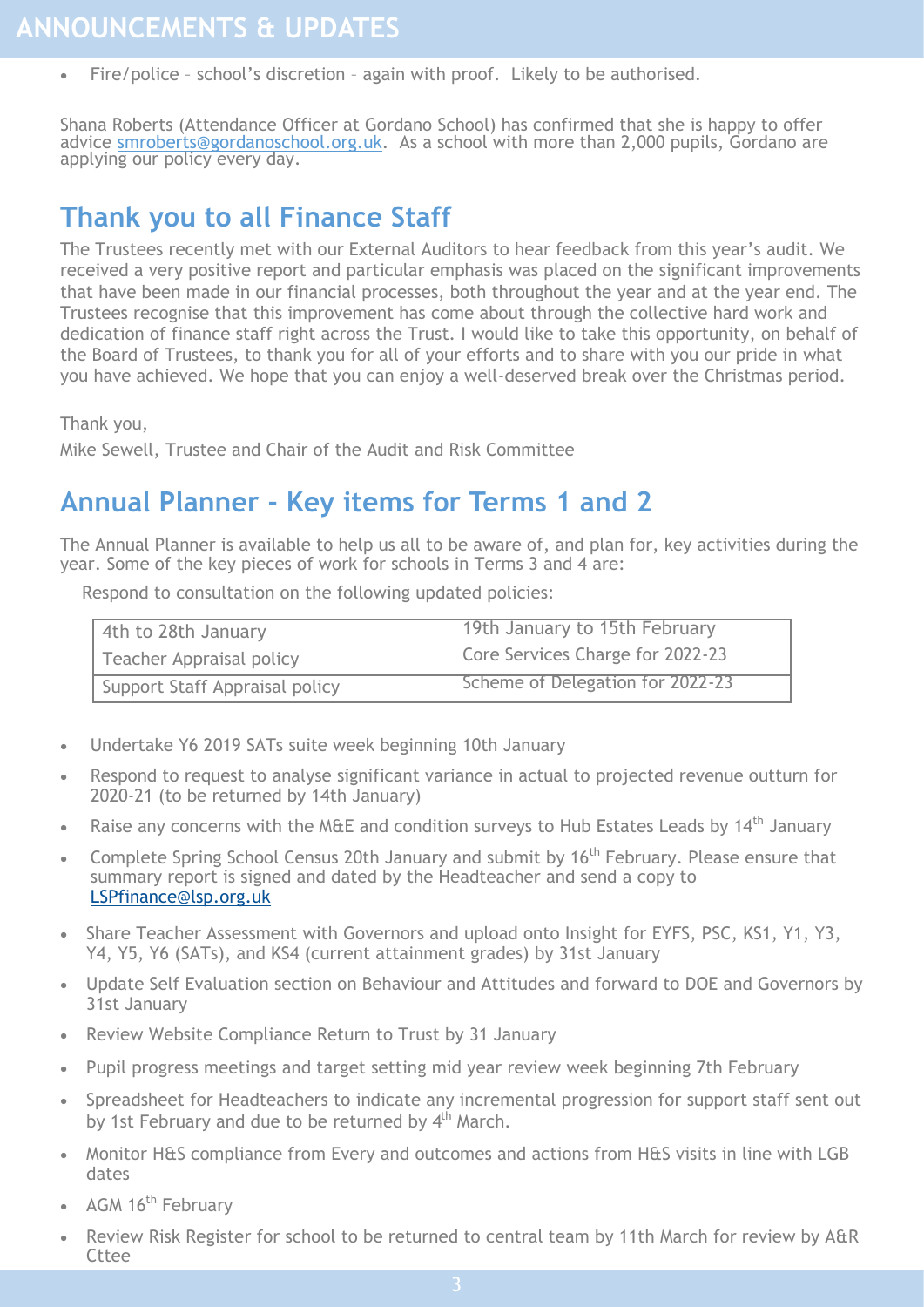- Fire/police – school's discretion – again with proof. Likely to be authorised.

Shana Roberts (Attendance Officer at Gordano School) has confirmed that she is happy to offer advice smroberts@gordanoschool.org.uk. As a school with more than 2,000 pupils, Gordano are applying our policy every day.

## Thank you to all Finance Staff

The Trustees recently met with our External Auditors to hear feedback from this year's audit. We received a very positive report and particular emphasis was placed on the significant improvements that have been made in our financial processes, both throughout the year and at the year end. The Trustees recognise that this improvement has come about through the collective hard work and dedication of finance staff right across the Trust. I would like to take this opportunity, on behalf of the Board of Trustees, to thank you for all of your efforts and to share with you our pride in what you have achieved. We hope that you can enjoy a well-deserved break over the Christmas period.

Thank you,

Mike Sewell, Trustee and Chair of the Audit and Risk Committee

## Annual Planner - Key items for Terms 1 and 2

The Annual Planner is available to help us all to be aware of, and plan for, key activities during the year. Some of the key pieces of work for schools in Terms 3 and 4 are:

Respond to consultation on the following updated policies:

| 4th to 28th January | 19th January to 15th February |
|---|---|
| Teacher Appraisal policy | Core Services Charge for 2022-23 |
| Support Staff Appraisal policy | Scheme of Delegation for 2022-23 |

- Undertake Y6 2019 SATs suite week beginning 10th January
- Respond to request to analyse significant variance in actual to projected revenue outturn for 2020-21 (to be returned by 14th January)
- Raise any concerns with the M&E and condition surveys to Hub Estates Leads by 14th January
- Complete Spring School Census 20th January and submit by 16th February. Please ensure that summary report is signed and dated by the Headteacher and send a copy to LSPfinance@lsp.org.uk
- Share Teacher Assessment with Governors and upload onto Insight for EYFS, PSC, KS1, Y1, Y3, Y4, Y5, Y6 (SATs), and KS4 (current attainment grades) by 31st January
- Update Self Evaluation section on Behaviour and Attitudes and forward to DOE and Governors by 31st January
- Review Website Compliance Return to Trust by 31 January
- Pupil progress meetings and target setting mid year review week beginning 7th February
- Spreadsheet for Headteachers to indicate any incremental progression for support staff sent out by 1st February and due to be returned by 4th March.
- Monitor H&S compliance from Every and outcomes and actions from H&S visits in line with LGB dates
- AGM 16th February
- Review Risk Register for school to be returned to central team by 11th March for review by A&R Cttee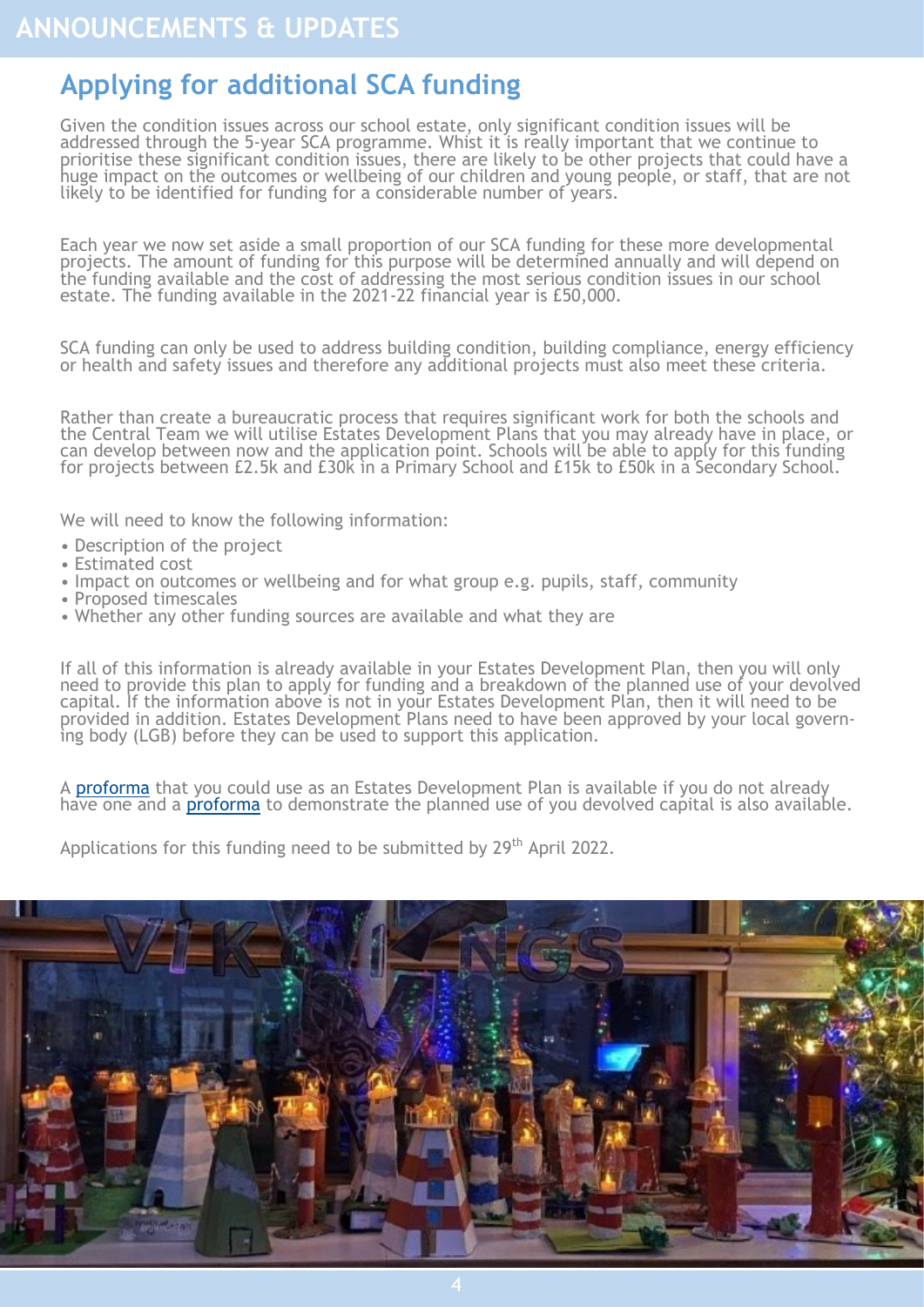# ANNOUNCEMENTS & UPDATES

## Applying for additional SCA funding

Given the condition issues across our school estate, only significant condition issues will be addressed through the 5-year SCA programme. Whist it is really important that we continue to prioritise these significant condition issues, there are likely to be other projects that could have a huge impact on the outcomes or wellbeing of our children and young people, or staff, that are not likely to be identified for funding for a considerable number of years.

Each year we now set aside a small proportion of our SCA funding for these more developmental projects. The amount of funding for this purpose will be determined annually and will depend on the funding available and the cost of addressing the most serious condition issues in our school estate. The funding available in the 2021-22 financial year is £50,000.

SCA funding can only be used to address building condition, building compliance, energy efficiency or health and safety issues and therefore any additional projects must also meet these criteria.

Rather than create a bureaucratic process that requires significant work for both the schools and the Central Team we will utilise Estates Development Plans that you may already have in place, or can develop between now and the application point. Schools will be able to apply for this funding for projects between £2.5k and £30k in a Primary School and £15k to £50k in a Secondary School.

We will need to know the following information:

- Description of the project
- Estimated cost
- Impact on outcomes or wellbeing and for what group e.g. pupils, staff, community
- Proposed timescales
- Whether any other funding sources are available and what they are

If all of this information is already available in your Estates Development Plan, then you will only need to provide this plan to apply for funding and a breakdown of the planned use of your devolved capital. If the information above is not in your Estates Development Plan, then it will need to be provided in addition. Estates Development Plans need to have been approved by your local governing body (LGB) before they can be used to support this application.

A proforma that you could use as an Estates Development Plan is available if you do not already have one and a proforma to demonstrate the planned use of you devolved capital is also available.

Applications for this funding need to be submitted by 29th April 2022.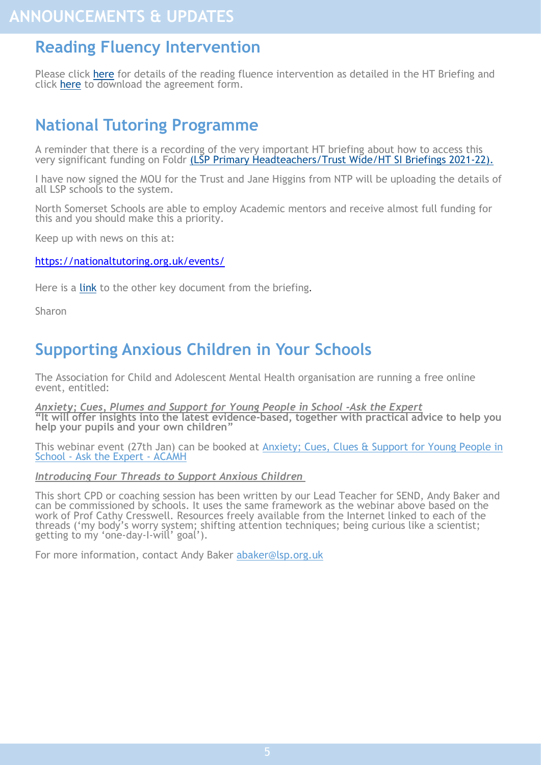# ANNOUNCEMENTS & UPDATES

## Reading Fluency Intervention

Please click here for details of the reading fluence intervention as detailed in the HT Briefing and click here to download the agreement form.

## National Tutoring Programme

A reminder that there is a recording of the very important HT briefing about how to access this very significant funding on Foldr (LSP Primary Headteachers/Trust Wide/HT SI Briefings 2021-22).

I have now signed the MOU for the Trust and Jane Higgins from NTP will be uploading the details of all LSP schools to the system.

North Somerset Schools are able to employ Academic mentors and receive almost full funding for this and you should make this a priority.

Keep up with news on this at:

https://nationaltutoring.org.uk/events/

Here is a link to the other key document from the briefing.

Sharon

## Supporting Anxious Children in Your Schools

The Association for Child and Adolescent Mental Health organisation are running a free online event, entitled:

***Anxiety; Cues, Plumes and Support for Young People in School -Ask the Expert***
**"It will offer insights into the latest evidence-based, together with practical advice to help you help your pupils and your own children"**

This webinar event (27th Jan) can be booked at Anxiety; Cues, Clues & Support for Young People in School - Ask the Expert - ACAMH

***Introducing Four Threads to Support Anxious Children***

This short CPD or coaching session has been written by our Lead Teacher for SEND, Andy Baker and can be commissioned by schools. It uses the same framework as the webinar above based on the work of Prof Cathy Cresswell. Resources freely available from the Internet linked to each of the threads ('my body's worry system; shifting attention techniques; being curious like a scientist; getting to my 'one-day-I-will' goal').

For more information, contact Andy Baker abaker@lsp.org.uk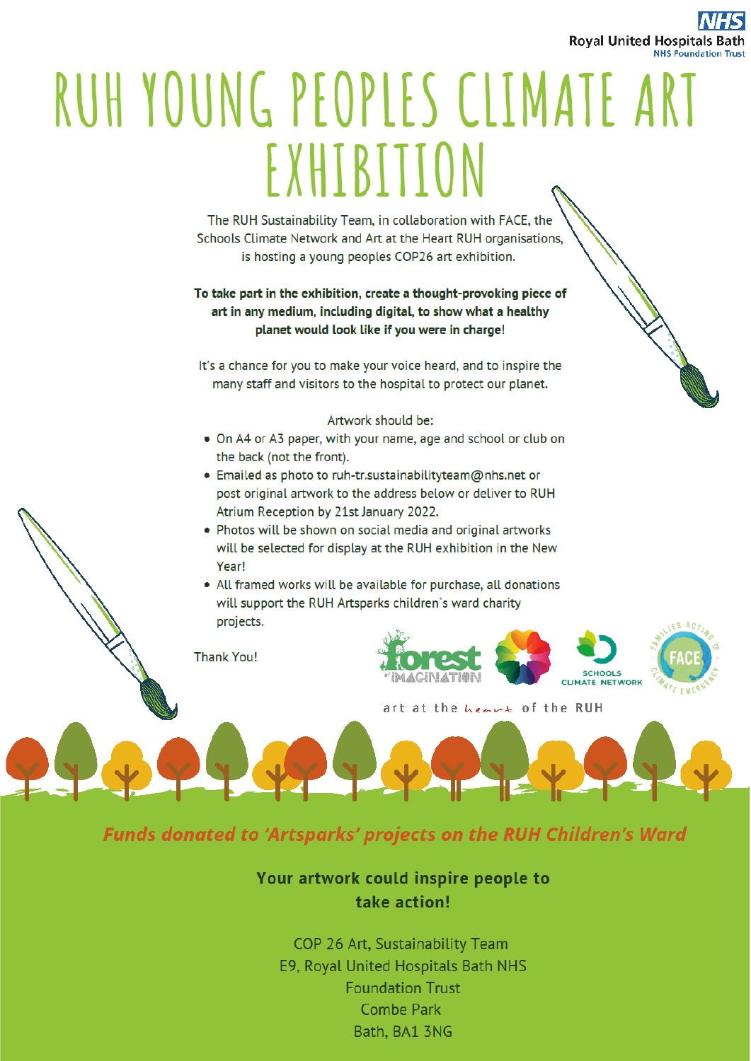Royal United Hospitals Bath
NHS Foundation Trust

# RUH YOUNG PEOPLES CLIMATE ART EXHIBITION

The RUH Sustainability Team, in collaboration with FACE, the Schools Climate Network and Art at the Heart RUH organisations, is hosting a young peoples COP26 art exhibition.

**To take part in the exhibition, create a thought-provoking piece of art in any medium, including digital, to show what a healthy planet would look like if you were in charge!**

It's a chance for you to make your voice heard, and to inspire the many staff and visitors to the hospital to protect our planet.

Artwork should be:

- On A4 or A3 paper, with your name, age and school or club on the back (not the front).
- Emailed as photo to ruh-tr.sustainabilityteam@nhs.net or post original artwork to the address below or deliver to RUH Atrium Reception by 21st January 2022.
- Photos will be shown on social media and original artworks will be selected for display at the RUH exhibition in the New Year!
- All framed works will be available for purchase, all donations will support the RUH Artsparks children`s ward charity projects.

Thank You!

forest of IMAGINATION

SCHOOLS CLIMATE NETWORK

FACE — FAMILIES ACTING ON CLIMATE EMERGENCY

art at the heart of the RUH

***Funds donated to 'Artsparks' projects on the RUH Children's Ward***

**Your artwork could inspire people to take action!**

COP 26 Art, Sustainability Team
E9, Royal United Hospitals Bath NHS Foundation Trust
Combe Park
Bath, BA1 3NG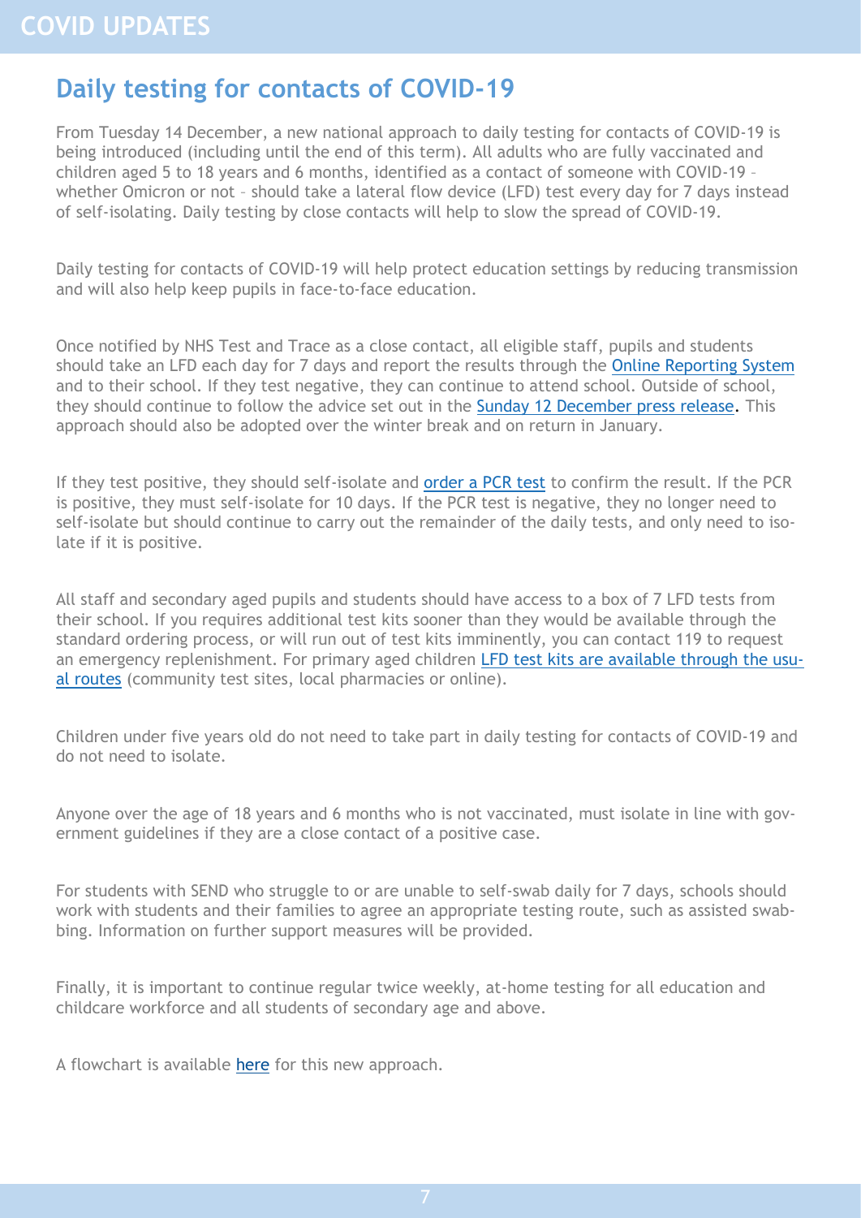# COVID UPDATES

## Daily testing for contacts of COVID-19

From Tuesday 14 December, a new national approach to daily testing for contacts of COVID-19 is being introduced (including until the end of this term). All adults who are fully vaccinated and children aged 5 to 18 years and 6 months, identified as a contact of someone with COVID-19 – whether Omicron or not – should take a lateral flow device (LFD) test every day for 7 days instead of self-isolating. Daily testing by close contacts will help to slow the spread of COVID-19.

Daily testing for contacts of COVID-19 will help protect education settings by reducing transmission and will also help keep pupils in face-to-face education.

Once notified by NHS Test and Trace as a close contact, all eligible staff, pupils and students should take an LFD each day for 7 days and report the results through the Online Reporting System and to their school. If they test negative, they can continue to attend school. Outside of school, they should continue to follow the advice set out in the Sunday 12 December press release. This approach should also be adopted over the winter break and on return in January.

If they test positive, they should self-isolate and order a PCR test to confirm the result. If the PCR is positive, they must self-isolate for 10 days. If the PCR test is negative, they no longer need to self-isolate but should continue to carry out the remainder of the daily tests, and only need to isolate if it is positive.

All staff and secondary aged pupils and students should have access to a box of 7 LFD tests from their school. If you requires additional test kits sooner than they would be available through the standard ordering process, or will run out of test kits imminently, you can contact 119 to request an emergency replenishment. For primary aged children LFD test kits are available through the usual routes (community test sites, local pharmacies or online).

Children under five years old do not need to take part in daily testing for contacts of COVID-19 and do not need to isolate.

Anyone over the age of 18 years and 6 months who is not vaccinated, must isolate in line with government guidelines if they are a close contact of a positive case.

For students with SEND who struggle to or are unable to self-swab daily for 7 days, schools should work with students and their families to agree an appropriate testing route, such as assisted swabbing. Information on further support measures will be provided.

Finally, it is important to continue regular twice weekly, at-home testing for all education and childcare workforce and all students of secondary age and above.

A flowchart is available here for this new approach.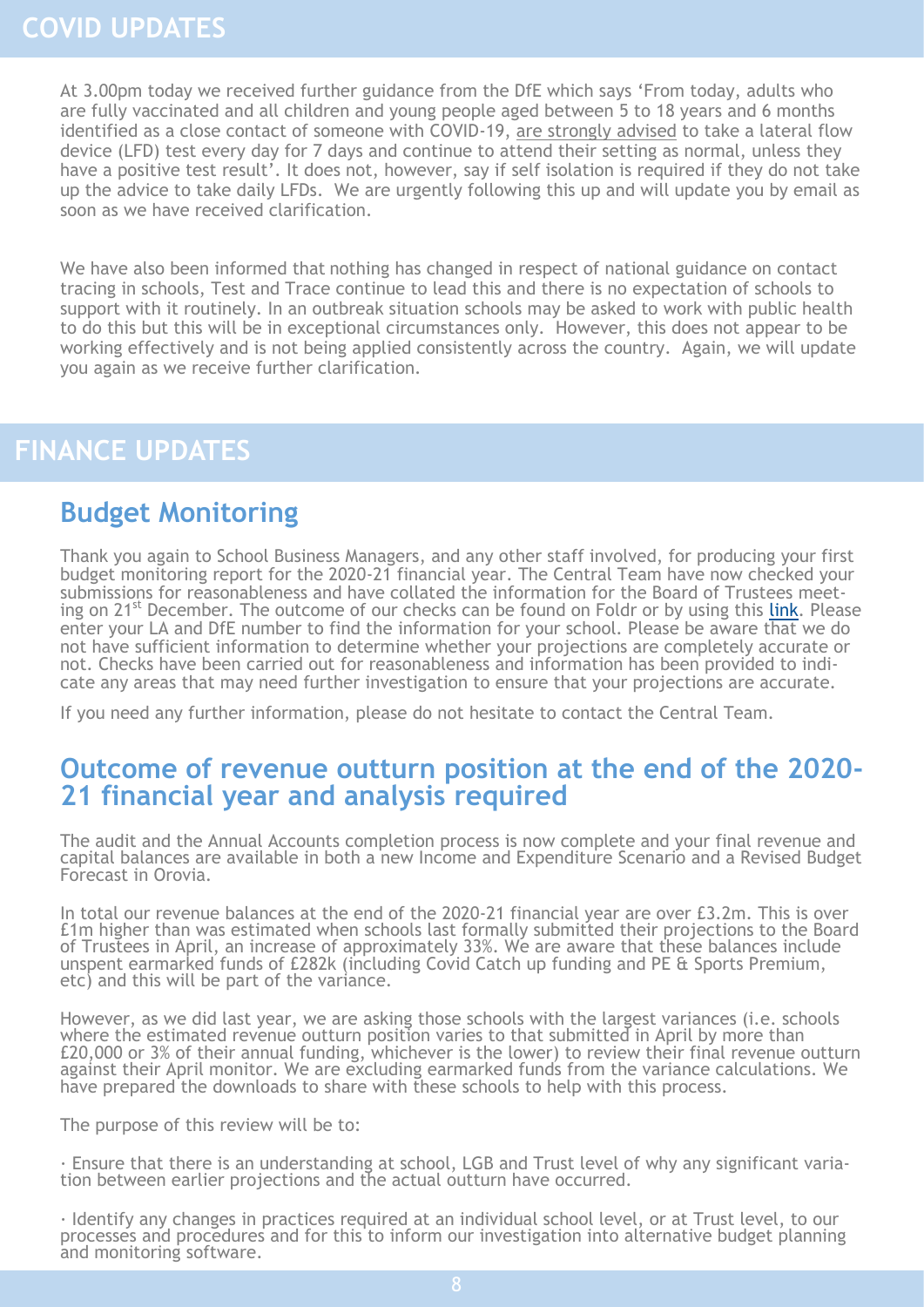# COVID UPDATES

At 3.00pm today we received further guidance from the DfE which says 'From today, adults who are fully vaccinated and all children and young people aged between 5 to 18 years and 6 months identified as a close contact of someone with COVID-19, are strongly advised to take a lateral flow device (LFD) test every day for 7 days and continue to attend their setting as normal, unless they have a positive test result'. It does not, however, say if self isolation is required if they do not take up the advice to take daily LFDs. We are urgently following this up and will update you by email as soon as we have received clarification.

We have also been informed that nothing has changed in respect of national guidance on contact tracing in schools, Test and Trace continue to lead this and there is no expectation of schools to support with it routinely. In an outbreak situation schools may be asked to work with public health to do this but this will be in exceptional circumstances only. However, this does not appear to be working effectively and is not being applied consistently across the country. Again, we will update you again as we receive further clarification.

# FINANCE UPDATES

## Budget Monitoring

Thank you again to School Business Managers, and any other staff involved, for producing your first budget monitoring report for the 2020-21 financial year. The Central Team have now checked your submissions for reasonableness and have collated the information for the Board of Trustees meeting on 21st December. The outcome of our checks can be found on Foldr or by using this link. Please enter your LA and DfE number to find the information for your school. Please be aware that we do not have sufficient information to determine whether your projections are completely accurate or not. Checks have been carried out for reasonableness and information has been provided to indicate any areas that may need further investigation to ensure that your projections are accurate.

If you need any further information, please do not hesitate to contact the Central Team.

## Outcome of revenue outturn position at the end of the 2020-21 financial year and analysis required

The audit and the Annual Accounts completion process is now complete and your final revenue and capital balances are available in both a new Income and Expenditure Scenario and a Revised Budget Forecast in Orovia.

In total our revenue balances at the end of the 2020-21 financial year are over £3.2m. This is over £1m higher than was estimated when schools last formally submitted their projections to the Board of Trustees in April, an increase of approximately 33%. We are aware that these balances include unspent earmarked funds of £282k (including Covid Catch up funding and PE & Sports Premium, etc) and this will be part of the variance.

However, as we did last year, we are asking those schools with the largest variances (i.e. schools where the estimated revenue outturn position varies to that submitted in April by more than £20,000 or 3% of their annual funding, whichever is the lower) to review their final revenue outturn against their April monitor. We are excluding earmarked funds from the variance calculations. We have prepared the downloads to share with these schools to help with this process.

The purpose of this review will be to:

· Ensure that there is an understanding at school, LGB and Trust level of why any significant variation between earlier projections and the actual outturn have occurred.

· Identify any changes in practices required at an individual school level, or at Trust level, to our processes and procedures and for this to inform our investigation into alternative budget planning and monitoring software.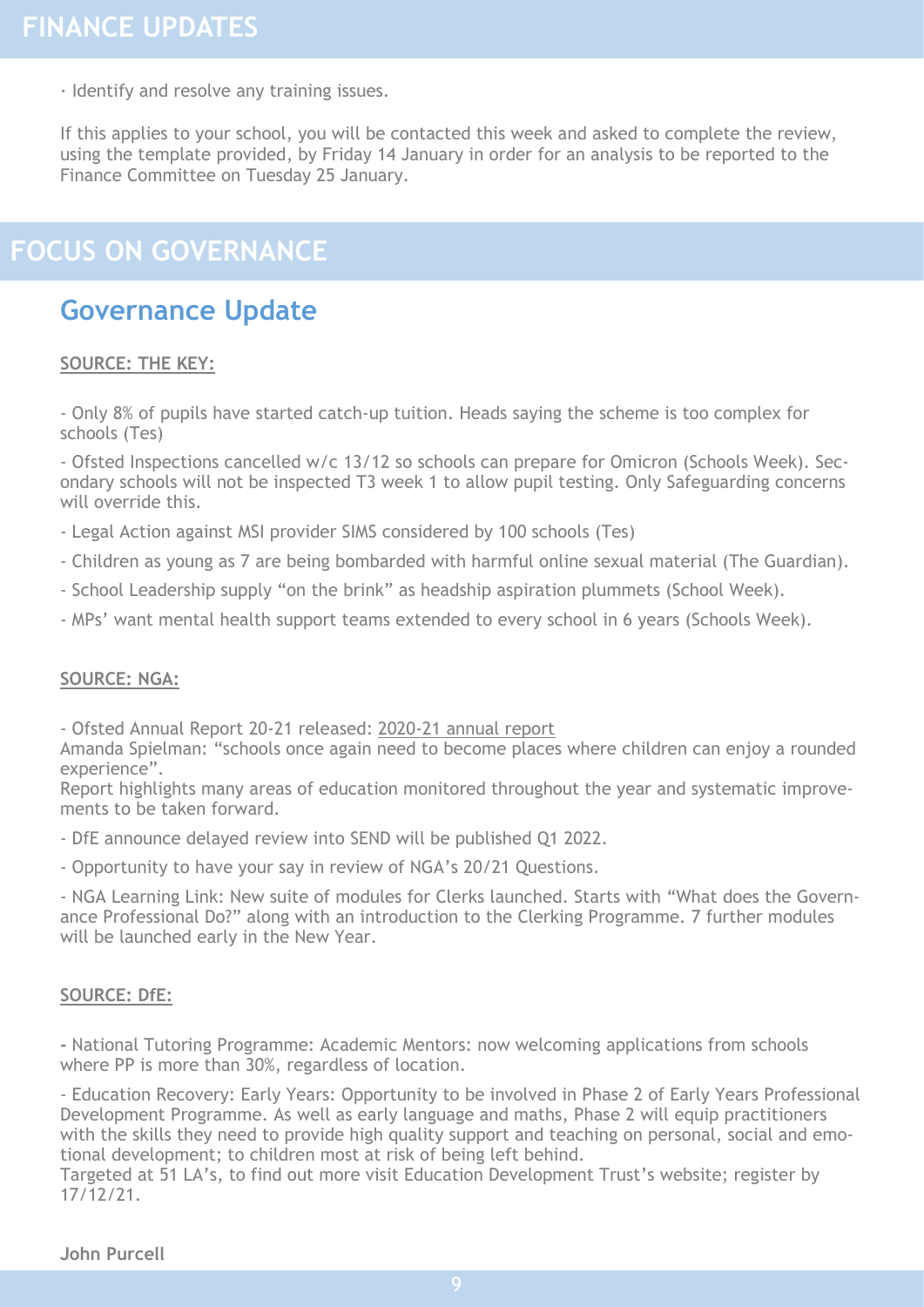# FINANCE UPDATES

· Identify and resolve any training issues.

If this applies to your school, you will be contacted this week and asked to complete the review, using the template provided, by Friday 14 January in order for an analysis to be reported to the Finance Committee on Tuesday 25 January.

# FOCUS ON GOVERNANCE

## Governance Update

**SOURCE: THE KEY:**

- Only 8% of pupils have started catch-up tuition. Heads saying the scheme is too complex for schools (Tes)
- Ofsted Inspections cancelled w/c 13/12 so schools can prepare for Omicron (Schools Week). Secondary schools will not be inspected T3 week 1 to allow pupil testing. Only Safeguarding concerns will override this.
- Legal Action against MSI provider SIMS considered by 100 schools (Tes)
- Children as young as 7 are being bombarded with harmful online sexual material (The Guardian).
- School Leadership supply "on the brink" as headship aspiration plummets (School Week).
- MPs' want mental health support teams extended to every school in 6 years (Schools Week).

**SOURCE: NGA:**

- Ofsted Annual Report 20-21 released: 2020-21 annual report
  Amanda Spielman: "schools once again need to become places where children can enjoy a rounded experience".
  Report highlights many areas of education monitored throughout the year and systematic improvements to be taken forward.
- DfE announce delayed review into SEND will be published Q1 2022.
- Opportunity to have your say in review of NGA's 20/21 Questions.
- NGA Learning Link: New suite of modules for Clerks launched. Starts with "What does the Governance Professional Do?" along with an introduction to the Clerking Programme. 7 further modules will be launched early in the New Year.

**SOURCE: DfE:**

- National Tutoring Programme: Academic Mentors: now welcoming applications from schools where PP is more than 30%, regardless of location.
- Education Recovery: Early Years: Opportunity to be involved in Phase 2 of Early Years Professional Development Programme. As well as early language and maths, Phase 2 will equip practitioners with the skills they need to provide high quality support and teaching on personal, social and emotional development; to children most at risk of being left behind.
  Targeted at 51 LA's, to find out more visit Education Development Trust's website; register by 17/12/21.

**John Purcell**